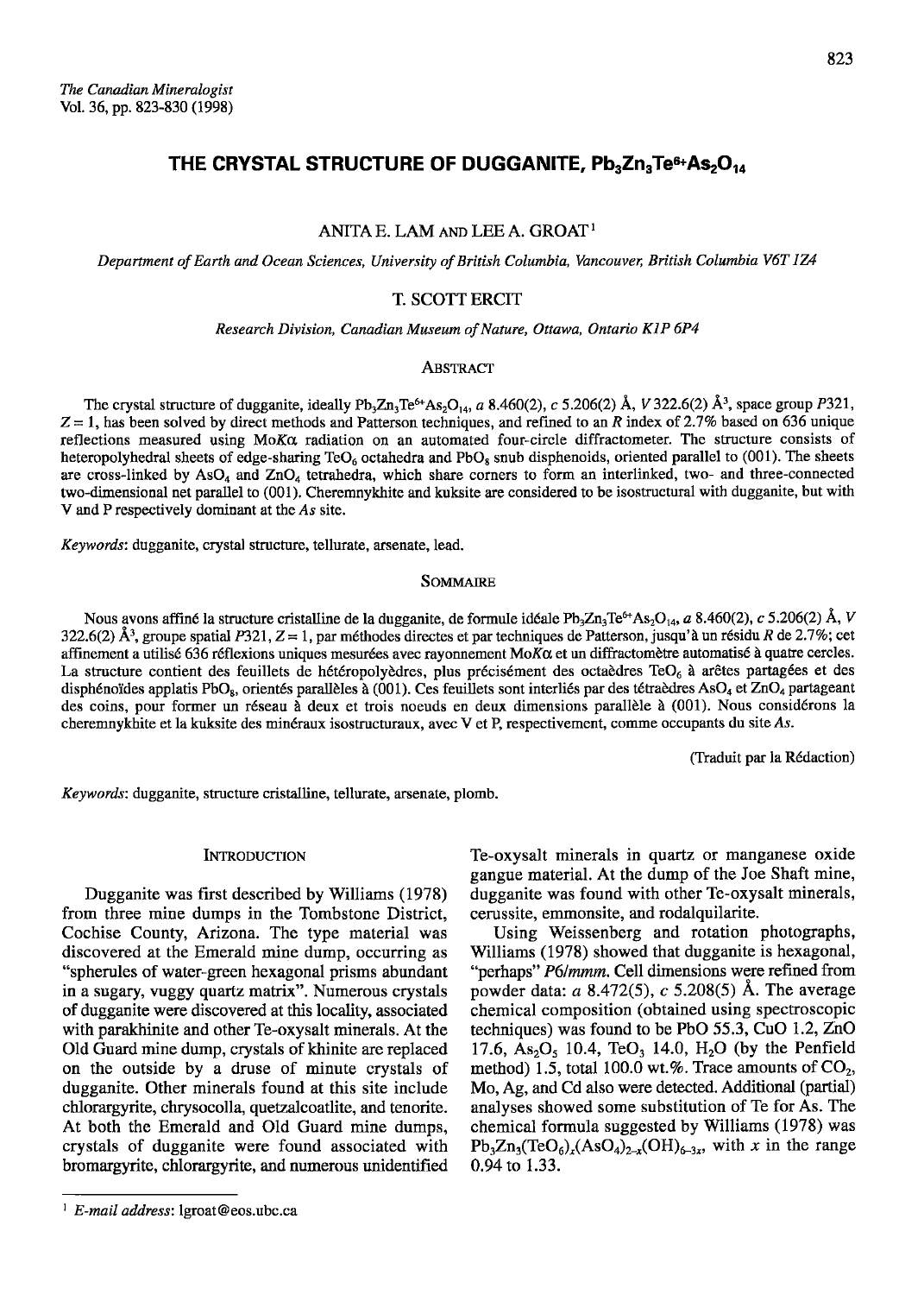# THE CRYSTAL STRUCTURE OF DUGGANITE, $Pb_3Zn_3Te^{6+}As_2O_{14}$

ANITA E. LAM AND LEE A. GROAT[1]

*Department of Earth and Ocean Sciences, University of British Columbia, Vancouver, British Columbia V6T 1Z4*

T. SCOTT ERCIT

*Research Division, Canadian Museum of Nature, Ottawa, Ontario K1P 6P4*

## Abstract

The crystal structure of dugganite, ideally $Pb_3Zn_3Te^{6+}As_2O_{14}$, *a* 8.460(2), *c* 5.206(2) Å, *V* 322.6(2) Å$^3$, space group *P*321, *Z* = 1, has been solved by direct methods and Patterson techniques, and refined to an *R* index of 2.7% based on 636 unique reflections measured using Mo*K*α radiation on an automated four-circle diffractometer. The structure consists of heteropolyhedral sheets of edge-sharing $TeO_6$ octahedra and $PbO_8$ snub disphenoids, oriented parallel to (001). The sheets are cross-linked by $AsO_4$ and $ZnO_4$ tetrahedra, which share corners to form an interlinked, two- and three-connected two-dimensional net parallel to (001). Cheremnykhite and kuksite are considered to be isostructural with dugganite, but with V and P respectively dominant at the *As* site.

*Keywords*: dugganite, crystal structure, tellurate, arsenate, lead.

## Sommaire

Nous avons affiné la structure cristalline de la dugganite, de formule idéale $Pb_3Zn_3Te^{6+}As_2O_{14}$, *a* 8.460(2), *c* 5.206(2) Å, *V* 322.6(2) Å$^3$, groupe spatial *P*321, *Z* = 1, par méthodes directes et par techniques de Patterson, jusqu'à un résidu *R* de 2.7%; cet affinement a utilisé 636 réflexions uniques mesurées avec rayonnement Mo*K*α et un diffractomètre automatisé à quatre cercles. La structure contient des feuillets de hétéropolyèdres, plus précisément des octaèdres $TeO_6$ à arêtes partagées et des disphénoïdes applatis $PbO_8$, orientés parallèles à (001). Ces feuillets sont interliés par des tétraèdres $AsO_4$ et $ZnO_4$ partageant des coins, pour former un réseau à deux et trois noeuds en deux dimensions parallèle à (001). Nous considérons la cheremnykhite et la kuksite des minéraux isostructuraux, avec V et P, respectivement, comme occupants du site *As*.

(Traduit par la Rédaction)

*Keywords*: dugganite, structure cristalline, tellurate, arsenate, plomb.

## Introduction

Dugganite was first described by Williams (1978) from three mine dumps in the Tombstone District, Cochise County, Arizona. The type material was discovered at the Emerald mine dump, occurring as "spherules of water-green hexagonal prisms abundant in a sugary, vuggy quartz matrix". Numerous crystals of dugganite were discovered at this locality, associated with parakhinite and other Te-oxysalt minerals. At the Old Guard mine dump, crystals of khinite are replaced on the outside by a druse of minute crystals of dugganite. Other minerals found at this site include chlorargyrite, chrysocolla, quetzalcoatlite, and tenorite. At both the Emerald and Old Guard mine dumps, crystals of dugganite were found associated with bromargyrite, chlorargyrite, and numerous unidentified Te-oxysalt minerals in quartz or manganese oxide gangue material. At the dump of the Joe Shaft mine, dugganite was found with other Te-oxysalt minerals, cerussite, emmonsite, and rodalquilarite.

Using Weissenberg and rotation photographs, Williams (1978) showed that dugganite is hexagonal, "perhaps" *P*6/*mmm*. Cell dimensions were refined from powder data: *a* 8.472(5), *c* 5.208(5) Å. The average chemical composition (obtained using spectroscopic techniques) was found to be PbO 55.3, CuO 1.2, ZnO 17.6, $As_2O_5$ 10.4, $TeO_3$ 14.0, $H_2O$ (by the Penfield method) 1.5, total 100.0 wt.%. Trace amounts of $CO_2$, Mo, Ag, and Cd also were detected. Additional (partial) analyses showed some substitution of Te for As. The chemical formula suggested by Williams (1978) was $Pb_3Zn_3(TeO_6)_x(AsO_4)_{2-x}(OH)_{6-3x}$, with *x* in the range 0.94 to 1.33.

[1] *E-mail address*: lgroat@eos.ubc.ca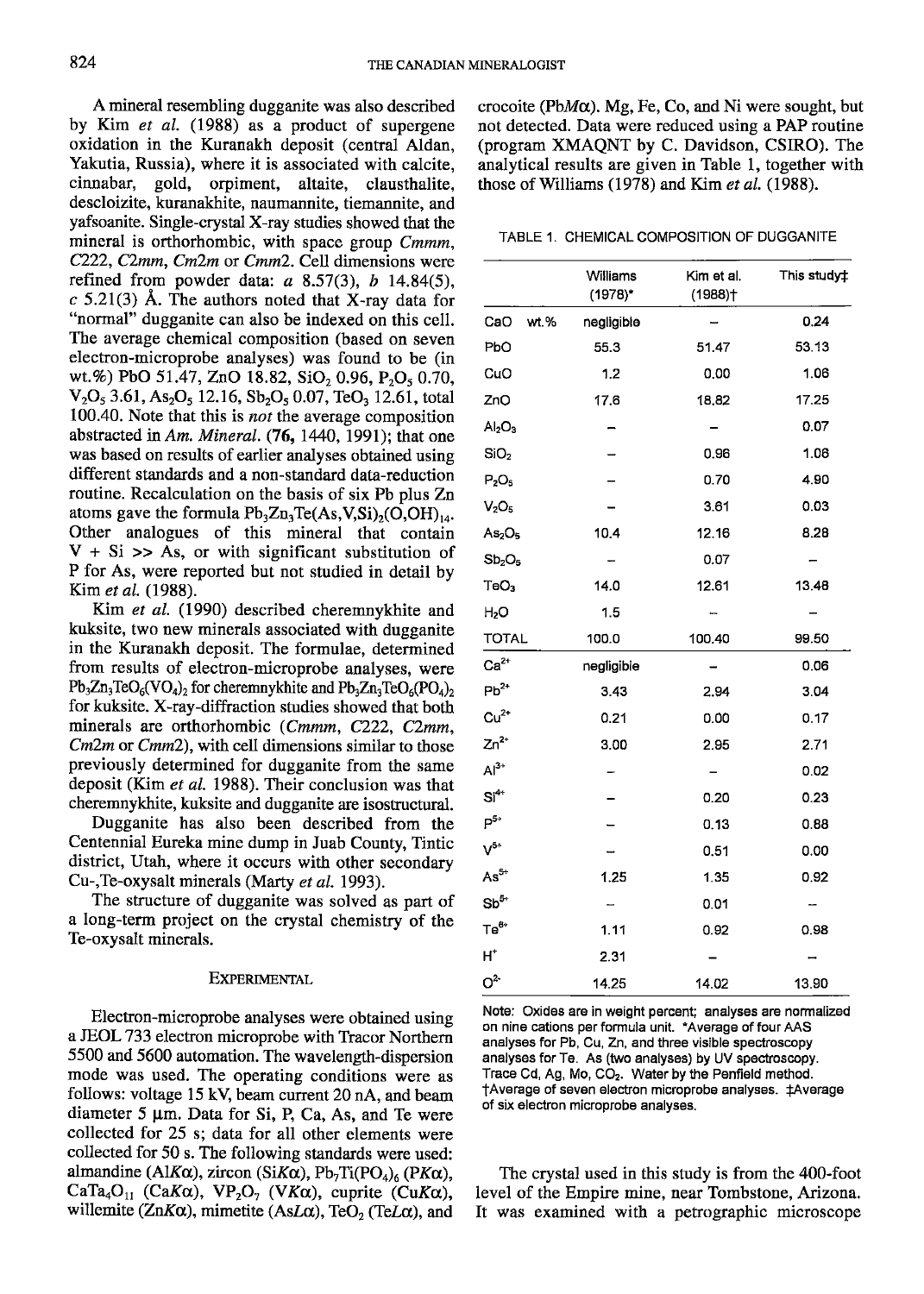A mineral resembling dugganite was also described by Kim *et al.* (1988) as a product of supergene oxidation in the Kuranakh deposit (central Aldan, Yakutia, Russia), where it is associated with calcite, cinnabar, gold, orpiment, altaite, clausthalite, descloizite, kuranakhite, naumannite, tiemannite, and yafsoanite. Single-crystal X-ray studies showed that the mineral is orthorhombic, with space group *Cmmm*, *C*222, *C*2*mm*, *Cm*2*m* or *Cmm*2. Cell dimensions were refined from powder data: *a* 8.57(3), *b* 14.84(5), *c* 5.21(3) Å. The authors noted that X-ray data for "normal" dugganite can also be indexed on this cell. The average chemical composition (based on seven electron-microprobe analyses) was found to be (in wt.%) PbO 51.47, ZnO 18.82, $SiO_2$ 0.96, $P_2O_5$ 0.70, $V_2O_5$ 3.61, $As_2O_5$ 12.16, $Sb_2O_5$ 0.07, $TeO_3$ 12.61, total 100.40. Note that this is *not* the average composition abstracted in *Am. Mineral.* (**76**, 1440, 1991); that one was based on results of earlier analyses obtained using different standards and a non-standard data-reduction routine. Recalculation on the basis of six Pb plus Zn atoms gave the formula $Pb_3Zn_3Te(As,V,Si)_2(O,OH)_{14}$. Other analogues of this mineral that contain V + Si >> As, or with significant substitution of P for As, were reported but not studied in detail by Kim *et al.* (1988).

Kim *et al.* (1990) described cheremnykhite and kuksite, two new minerals associated with dugganite in the Kuranakh deposit. The formulae, determined from results of electron-microprobe analyses, were $Pb_3Zn_3TeO_6(VO_4)_2$ for cheremnykhite and $Pb_3Zn_3TeO_6(PO_4)_2$ for kuksite. X-ray-diffraction studies showed that both minerals are orthorhombic (*Cmmm*, *C*222, *C*2*mm*, *Cm*2*m* or *Cmm*2), with cell dimensions similar to those previously determined for dugganite from the same deposit (Kim *et al.* 1988). Their conclusion was that cheremnykhite, kuksite and dugganite are isostructural.

Dugganite has also been described from the Centennial Eureka mine dump in Juab County, Tintic district, Utah, where it occurs with other secondary Cu-,Te-oxysalt minerals (Marty *et al.* 1993).

The structure of dugganite was solved as part of a long-term project on the crystal chemistry of the Te-oxysalt minerals.

## EXPERIMENTAL

Electron-microprobe analyses were obtained using a JEOL 733 electron microprobe with Tracor Northern 5500 and 5600 automation. The wavelength-dispersion mode was used. The operating conditions were as follows: voltage 15 kV, beam current 20 nA, and beam diameter 5 μm. Data for Si, P, Ca, As, and Te were collected for 25 s; data for all other elements were collected for 50 s. The following standards were used: almandine (Al*K*α), zircon (Si*K*α), $Pb_7Ti(PO_4)_6$ (P*K*α), $CaTa_4O_{11}$ (Ca*K*α), $VP_2O_7$ (V*K*α), cuprite (Cu*K*α), willemite (Zn*K*α), mimetite (As*L*α), $TeO_2$ (Te*L*α), and crocoite (Pb*M*α). Mg, Fe, Co, and Ni were sought, but not detected. Data were reduced using a PAP routine (program XMAQNT by C. Davidson, CSIRO). The analytical results are given in Table 1, together with those of Williams (1978) and Kim *et al.* (1988).

TABLE 1. CHEMICAL COMPOSITION OF DUGGANITE

| | Williams (1978)* | Kim et al. (1988)† | This study‡ |
|---|---|---|---|
| CaO wt.% | negligible | – | 0.24 |
| PbO | 55.3 | 51.47 | 53.13 |
| CuO | 1.2 | 0.00 | 1.06 |
| ZnO | 17.6 | 18.82 | 17.25 |
| $Al_2O_3$ | – | – | 0.07 |
| $SiO_2$ | – | 0.96 | 1.06 |
| $P_2O_5$ | – | 0.70 | 4.90 |
| $V_2O_5$ | – | 3.61 | 0.03 |
| $As_2O_5$ | 10.4 | 12.16 | 8.28 |
| $Sb_2O_5$ | – | 0.07 | – |
| $TeO_3$ | 14.0 | 12.61 | 13.48 |
| $H_2O$ | 1.5 | – | – |
| TOTAL | 100.0 | 100.40 | 99.50 |
| $Ca^{2+}$ | negligible | – | 0.06 |
| $Pb^{2+}$ | 3.43 | 2.94 | 3.04 |
| $Cu^{2+}$ | 0.21 | 0.00 | 0.17 |
| $Zn^{2+}$ | 3.00 | 2.95 | 2.71 |
| $Al^{3+}$ | – | – | 0.02 |
| $Si^{4+}$ | – | 0.20 | 0.23 |
| $P^{5+}$ | – | 0.13 | 0.88 |
| $V^{5+}$ | – | 0.51 | 0.00 |
| $As^{5+}$ | 1.25 | 1.35 | 0.92 |
| $Sb^{5+}$ | – | 0.01 | – |
| $Te^{6+}$ | 1.11 | 0.92 | 0.98 |
| $H^+$ | 2.31 | – | – |
| $O^{2-}$ | 14.25 | 14.02 | 13.90 |

Note: Oxides are in weight percent; analyses are normalized on nine cations per formula unit. *Average of four AAS analyses for Pb, Cu, Zn, and three visible spectroscopy analyses for Te. As (two analyses) by UV spectroscopy. Trace Cd, Ag, Mo, $CO_2$. Water by the Penfield method. †Average of seven electron microprobe analyses. ‡Average of six electron microprobe analyses.

The crystal used in this study is from the 400-foot level of the Empire mine, near Tombstone, Arizona. It was examined with a petrographic microscope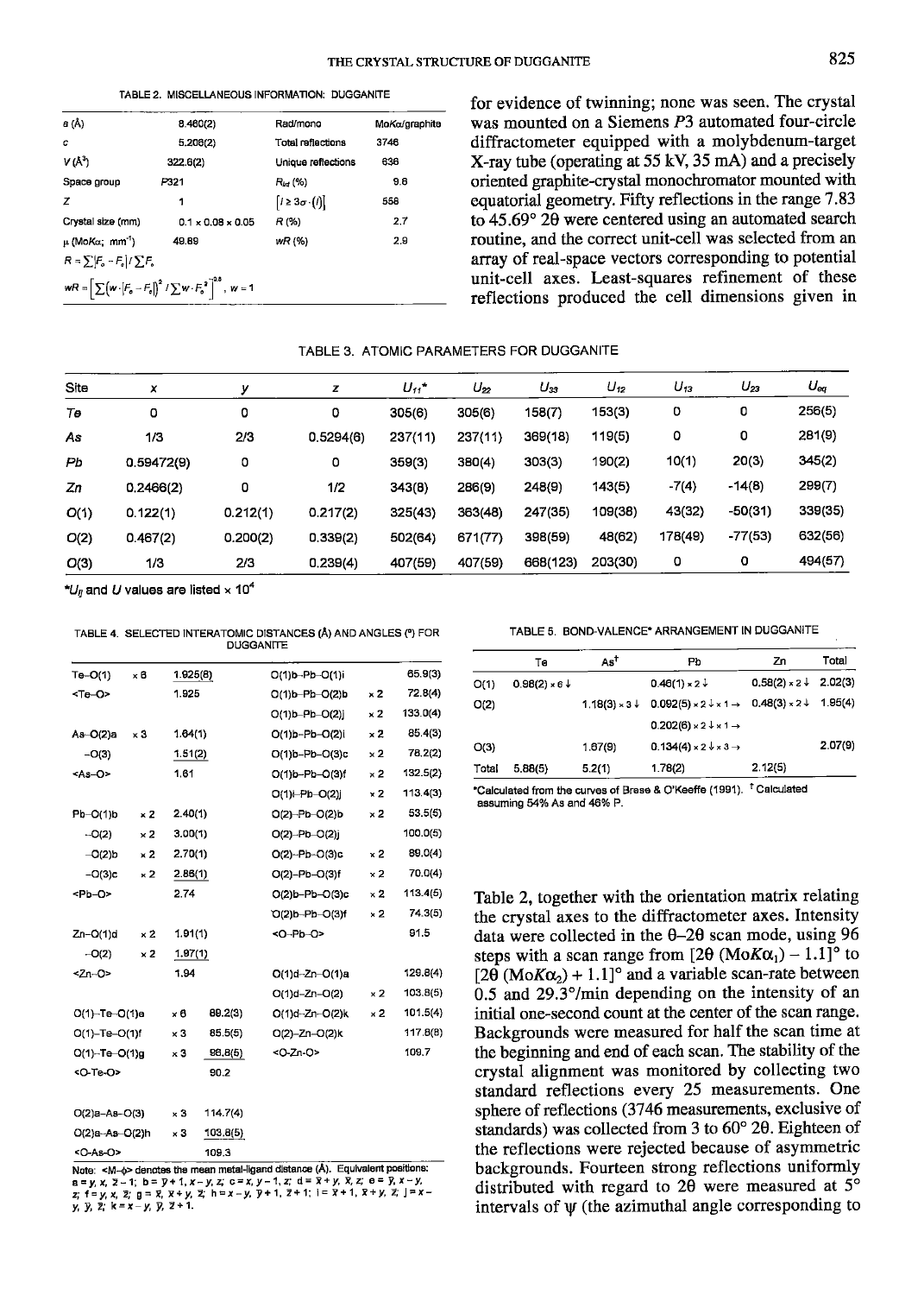TABLE 2. MISCELLANEOUS INFORMATION: DUGGANITE

| | | | |
|---|---|---|---|
| $a$ (Å) | 8.460(2) | Rad/mono | $MoK\alpha$/graphite |
| $c$ | 5.208(2) | Total reflections | 3746 |
| $V$ (Å$^3$) | 322.6(2) | Unique reflections | 636 |
| Space group | $P321$ | $R_{int}$ (%) | 9.6 |
| $Z$ | 1 | $[I \geq 3\sigma \cdot (I)]$ | 558 |
| Crystal size (mm) | 0.1 × 0.08 × 0.05 | $R$ (%) | 2.7 |
| $\mu$ ($MoK\alpha$; mm$^{-1}$) | 49.89 | $wR$ (%) | 2.9 |

$R = \sum |F_o - F_c| / \sum F_o$

$wR = \left[ \sum (w \cdot |F_o - F_c|)^2 / \sum w \cdot F_o^2 \right]^{0.5}$, $w = 1$

for evidence of twinning; none was seen. The crystal was mounted on a Siemens *P*3 automated four-circle diffractometer equipped with a molybdenum-target X-ray tube (operating at 55 kV, 35 mA) and a precisely oriented graphite-crystal monochromator mounted with equatorial geometry. Fifty reflections in the range 7.83 to 45.69° 2θ were centered using an automated search routine, and the correct unit-cell was selected from an array of real-space vectors corresponding to potential unit-cell axes. Least-squares refinement of these reflections produced the cell dimensions given in Table 2, together with the orientation matrix relating the crystal axes to the diffractometer axes. Intensity data were collected in the θ–2θ scan mode, using 96 steps with a scan range from [2θ ($MoK\alpha_1$) – 1.1]° to [2θ ($MoK\alpha_2$) + 1.1]° and a variable scan-rate between 0.5 and 29.3°/min depending on the intensity of an initial one-second count at the center of the scan range. Backgrounds were measured for half the scan time at the beginning and end of each scan. The stability of the crystal alignment was monitored by collecting two standard reflections every 25 measurements. One sphere of reflections (3746 measurements, exclusive of standards) was collected from 3 to 60° 2θ. Eighteen of the reflections were rejected because of asymmetric backgrounds. Fourteen strong reflections uniformly distributed with regard to 2θ were measured at 5° intervals of ψ (the azimuthal angle corresponding to

TABLE 3. ATOMIC PARAMETERS FOR DUGGANITE

| Site | $x$ | $y$ | $z$ | $U_{11}$* | $U_{22}$ | $U_{33}$ | $U_{12}$ | $U_{13}$ | $U_{23}$ | $U_{eq}$ |
|---|---|---|---|---|---|---|---|---|---|---|
| Te | 0 | 0 | 0 | 305(6) | 305(6) | 158(7) | 153(3) | 0 | 0 | 256(5) |
| As | 1/3 | 2/3 | 0.5294(6) | 237(11) | 237(11) | 369(18) | 119(5) | 0 | 0 | 281(9) |
| Pb | 0.59472(9) | 0 | 0 | 359(3) | 380(4) | 303(3) | 190(2) | 10(1) | 20(3) | 345(2) |
| Zn | 0.2466(2) | 0 | 1/2 | 343(8) | 286(9) | 248(9) | 143(5) | -7(4) | -14(8) | 299(7) |
| O(1) | 0.122(1) | 0.212(1) | 0.217(2) | 325(43) | 363(48) | 247(35) | 109(38) | 43(32) | -50(31) | 339(35) |
| O(2) | 0.467(2) | 0.200(2) | 0.339(2) | 502(64) | 671(77) | 398(59) | 48(62) | 178(49) | -77(53) | 632(56) |
| O(3) | 1/3 | 2/3 | 0.239(4) | 407(59) | 407(59) | 668(123) | 203(30) | 0 | 0 | 494(57) |

*$U_{ij}$ and $U$ values are listed × 10$^4$

TABLE 4. SELECTED INTERATOMIC DISTANCES (Å) AND ANGLES (°) FOR DUGGANITE

| | | | | | |
|---|---|---|---|---|---|
| Te–O(1) | × 6 | 1.925(8) | O(1)b–Pb–O(1)i | | 65.9(3) |
| <Te–O> | | 1.925 | O(1)b–Pb–O(2)b | × 2 | 72.8(4) |
| | | | O(1)b–Pb–O(2)j | × 2 | 133.0(4) |
| As–O(2)a | × 3 | 1.64(1) | O(1)b–Pb–O(2)i | × 2 | 85.4(3) |
| –O(3) | | 1.51(2) | O(1)b–Pb–O(3)c | × 2 | 78.2(2) |
| <As–O> | | 1.61 | O(1)b–Pb–O(3)f | × 2 | 132.5(2) |
| | | | O(1)i–Pb–O(2)j | × 2 | 113.4(3) |
| Pb–O(1)b | × 2 | 2.40(1) | O(2)–Pb–O(2)b | × 2 | 53.5(5) |
| –O(2) | × 2 | 3.00(1) | O(2)–Pb–O(2)j | | 100.0(5) |
| –O(2)b | × 2 | 2.70(1) | O(2)–Pb–O(3)c | × 2 | 89.0(4) |
| –O(3)c | × 2 | 2.86(1) | O(2)–Pb–O(3)f | × 2 | 70.0(4) |
| <Pb–O> | | 2.74 | O(2)b–Pb–O(3)c | × 2 | 113.4(5) |
| | | | O(2)b–Pb–O(3)f | × 2 | 74.3(5) |
| Zn–O(1)d | × 2 | 1.91(1) | <O–Pb–O> | | 91.5 |
| –O(2) | × 2 | 1.97(1) | | | |
| <Zn–O> | | 1.94 | O(1)d–Zn–O(1)a | | 129.8(4) |
| | | | O(1)d–Zn–O(2) | × 2 | 103.8(5) |
| O(1)–Te–O(1)e | × 6 | 89.2(3) | O(1)d–Zn–O(2)k | × 2 | 101.5(4) |
| O(1)–Te–O(1)f | × 3 | 85.5(5) | O(2)–Zn–O(2)k | | 117.8(8) |
| O(1)–Te–O(1)g | × 3 | 96.8(5) | <O-Zn-O> | | 109.7 |
| <O-Te-O> | | 90.2 | | | |
| O(2)a–As–O(3) | × 3 | 114.7(4) | | | |
| O(2)a–As–O(2)h | × 3 | 103.8(5) | | | |
| <O-As-O> | | 109.3 | | | |

Note: <M–φ> denotes the mean metal-ligand distance (Å). Equivalent positions: a = y, x, z̄ – 1; b = ȳ + 1, x – y, z; c = x, y – 1, z; d = x̄ + y, x̄, z; e = ȳ, x – y, z; f = y, x, z̄; g = x̄, x̄ + y, z̄; h = x – y, ȳ + 1, z̄ + 1; i = x̄ + 1, x̄ + y, z̄; j = x – y, ȳ, z̄; k = x – y, ȳ, z̄ + 1.

TABLE 5. BOND-VALENCE* ARRANGEMENT IN DUGGANITE

| | Te | As† | Pb | Zn | Total |
|---|---|---|---|---|---|
| O(1) | 0.98(2) × 6 ↓ | | 0.46(1) × 2 ↓ | 0.58(2) × 2 ↓ | 2.02(3) |
| O(2) | | 1.18(3) × 3 ↓ | 0.092(5) × 2 ↓ × 1 → | 0.48(3) × 2 ↓ | 1.95(4) |
| | | | 0.202(6) × 2 ↓ × 1 → | | |
| O(3) | | 1.67(9) | 0.134(4) × 2 ↓ × 3 → | | 2.07(9) |
| Total | 5.88(5) | 5.2(1) | 1.78(2) | 2.12(5) | |

*Calculated from the curves of Brese & O'Keeffe (1991). † Calculated assuming 54% As and 46% P.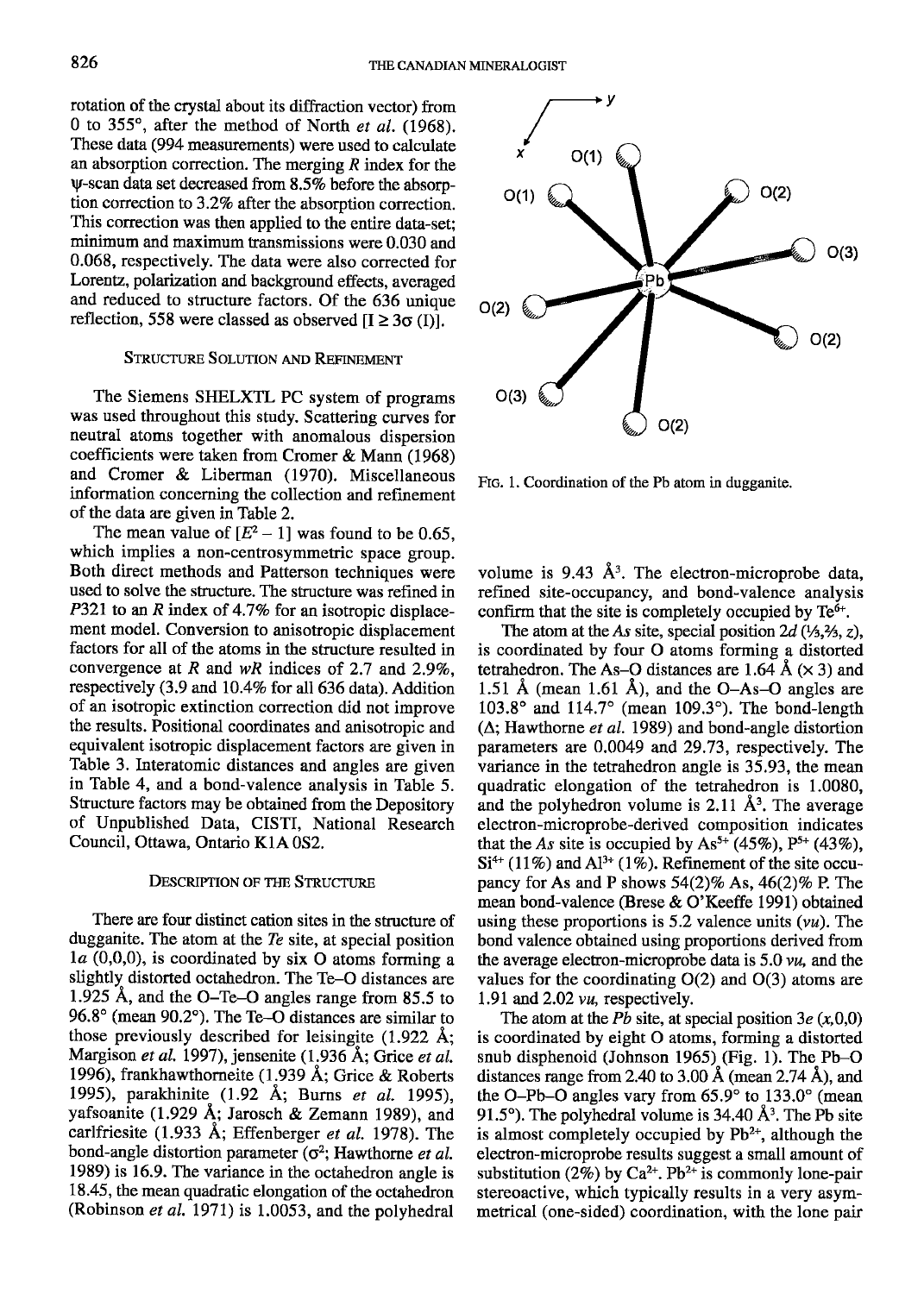rotation of the crystal about its diffraction vector) from 0 to 355°, after the method of North *et al.* (1968). These data (994 measurements) were used to calculate an absorption correction. The merging *R* index for the ψ-scan data set decreased from 8.5% before the absorption correction to 3.2% after the absorption correction. This correction was then applied to the entire data-set; minimum and maximum transmissions were 0.030 and 0.068, respectively. The data were also corrected for Lorentz, polarization and background effects, averaged and reduced to structure factors. Of the 636 unique reflection, 558 were classed as observed [$I \geq 3\sigma(I)$].

## Structure Solution and Refinement

The Siemens SHELXTL PC system of programs was used throughout this study. Scattering curves for neutral atoms together with anomalous dispersion coefficients were taken from Cromer & Mann (1968) and Cromer & Liberman (1970). Miscellaneous information concerning the collection and refinement of the data are given in Table 2.

The mean value of $[E^2 - 1]$ was found to be 0.65, which implies a non-centrosymmetric space group. Both direct methods and Patterson techniques were used to solve the structure. The structure was refined in $P321$ to an $R$ index of 4.7% for an isotropic displacement model. Conversion to anisotropic displacement factors for all of the atoms in the structure resulted in convergence at $R$ and $wR$ indices of 2.7 and 2.9%, respectively (3.9 and 10.4% for all 636 data). Addition of an isotropic extinction correction did not improve the results. Positional coordinates and anisotropic and equivalent isotropic displacement factors are given in Table 3. Interatomic distances and angles are given in Table 4, and a bond-valence analysis in Table 5. Structure factors may be obtained from the Depository of Unpublished Data, CISTI, National Research Council, Ottawa, Ontario K1A 0S2.

## Description of the Structure

There are four distinct cation sites in the structure of dugganite. The atom at the *Te* site, at special position 1*a* (0,0,0), is coordinated by six O atoms forming a slightly distorted octahedron. The Te–O distances are 1.925 Å, and the O–Te–O angles range from 85.5 to 96.8° (mean 90.2°). The Te–O distances are similar to those previously described for leisingite (1.922 Å; Margison *et al.* 1997), jensenite (1.936 Å; Grice *et al.* 1996), frankhawthorneite (1.939 Å; Grice & Roberts 1995), parakhinite (1.92 Å; Burns *et al.* 1995), yafsoanite (1.929 Å; Jarosch & Zemann 1989), and carlfriesite (1.933 Å; Effenberger *et al.* 1978). The bond-angle distortion parameter ($\sigma^2$; Hawthorne *et al.* 1989) is 16.9. The variance in the octahedron angle is 18.45, the mean quadratic elongation of the octahedron (Robinson *et al.* 1971) is 1.0053, and the polyhedral volume is 9.43 Å$^3$. The electron-microprobe data, refined site-occupancy, and bond-valence analysis confirm that the site is completely occupied by $Te^{6+}$.

FIG. 1. Coordination of the Pb atom in dugganite.

The atom at the *As* site, special position 2*d* (⅓,⅔, *z*), is coordinated by four O atoms forming a distorted tetrahedron. The As–O distances are 1.64 Å (× 3) and 1.51 Å (mean 1.61 Å), and the O–As–O angles are 103.8° and 114.7° (mean 109.3°). The bond-length (Δ; Hawthorne *et al.* 1989) and bond-angle distortion parameters are 0.0049 and 29.73, respectively. The variance in the tetrahedron angle is 35.93, the mean quadratic elongation of the tetrahedron is 1.0080, and the polyhedron volume is 2.11 Å$^3$. The average electron-microprobe-derived composition indicates that the *As* site is occupied by $As^{5+}$ (45%), $P^{5+}$ (43%), $Si^{4+}$ (11%) and $Al^{3+}$ (1%). Refinement of the site occupancy for As and P shows 54(2)% As, 46(2)% P. The mean bond-valence (Brese & O'Keeffe 1991) obtained using these proportions is 5.2 valence units (*vu*). The bond valence obtained using proportions derived from the average electron-microprobe data is 5.0 *vu*, and the values for the coordinating O(2) and O(3) atoms are 1.91 and 2.02 *vu*, respectively.

The atom at the *Pb* site, at special position 3*e* (*x*,0,0) is coordinated by eight O atoms, forming a distorted snub disphenoid (Johnson 1965) (Fig. 1). The Pb–O distances range from 2.40 to 3.00 Å (mean 2.74 Å), and the O–Pb–O angles vary from 65.9° to 133.0° (mean 91.5°). The polyhedral volume is 34.40 Å$^3$. The Pb site is almost completely occupied by $Pb^{2+}$, although the electron-microprobe results suggest a small amount of substitution (2%) by $Ca^{2+}$. $Pb^{2+}$ is commonly lone-pair stereoactive, which typically results in a very asymmetrical (one-sided) coordination, with the lone pair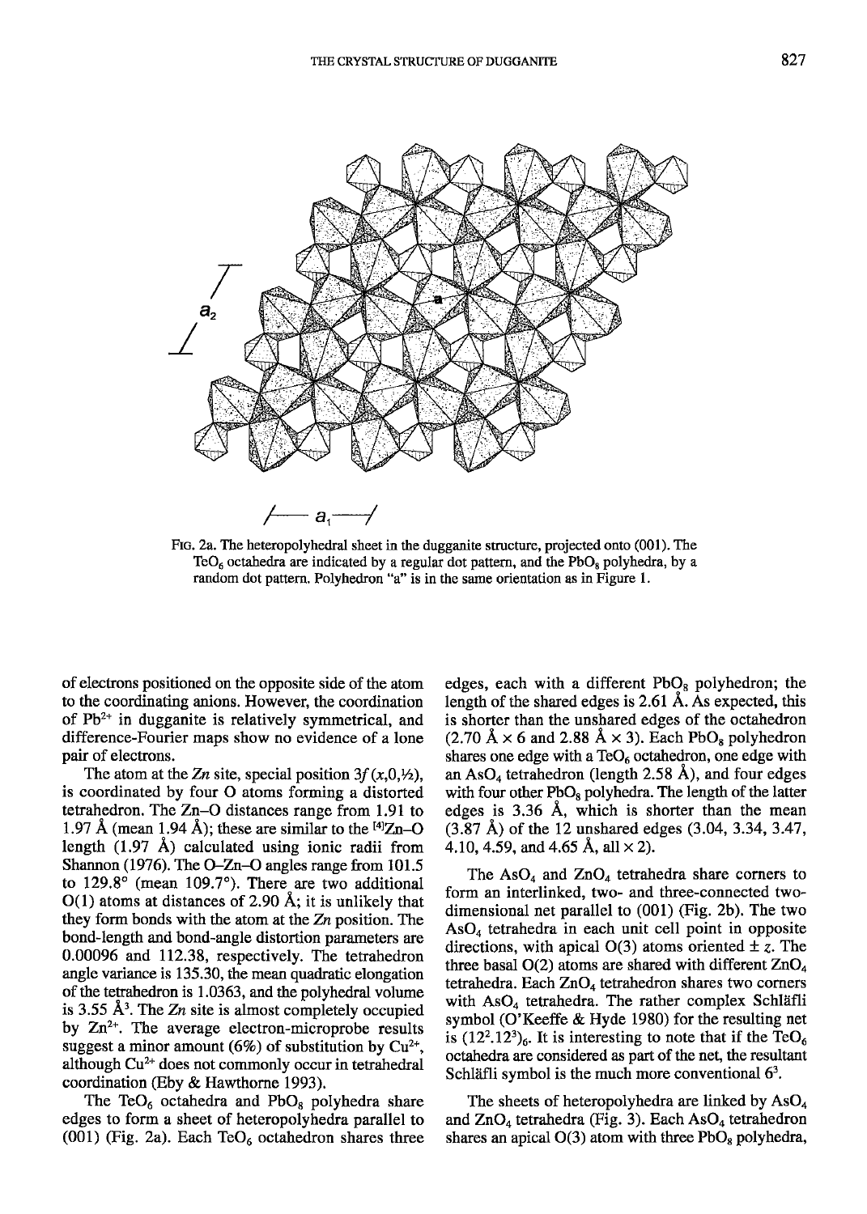FIG. 2a. The heteropolyhedral sheet in the dugganite structure, projected onto (001). The $TeO_6$ octahedra are indicated by a regular dot pattern, and the $PbO_8$ polyhedra, by a random dot pattern. Polyhedron "a" is in the same orientation as in Figure 1.

of electrons positioned on the opposite side of the atom to the coordinating anions. However, the coordination of $Pb^{2+}$ in dugganite is relatively symmetrical, and difference-Fourier maps show no evidence of a lone pair of electrons.

The atom at the *Zn* site, special position $3f\ (x,0,½)$, is coordinated by four O atoms forming a distorted tetrahedron. The Zn–O distances range from 1.91 to 1.97 Å (mean 1.94 Å); these are similar to the $^{[4]}$Zn–O length (1.97 Å) calculated using ionic radii from Shannon (1976). The O–Zn–O angles range from 101.5 to 129.8° (mean 109.7°). There are two additional O(1) atoms at distances of 2.90 Å; it is unlikely that they form bonds with the atom at the *Zn* position. The bond-length and bond-angle distortion parameters are 0.00096 and 112.38, respectively. The tetrahedron angle variance is 135.30, the mean quadratic elongation of the tetrahedron is 1.0363, and the polyhedral volume is 3.55 $Å^3$. The *Zn* site is almost completely occupied by $Zn^{2+}$. The average electron-microprobe results suggest a minor amount (6%) of substitution by $Cu^{2+}$, although $Cu^{2+}$ does not commonly occur in tetrahedral coordination (Eby & Hawthorne 1993).

The $TeO_6$ octahedra and $PbO_8$ polyhedra share edges to form a sheet of heteropolyhedra parallel to (001) (Fig. 2a). Each $TeO_6$ octahedron shares three edges, each with a different $PbO_8$ polyhedron; the length of the shared edges is 2.61 Å. As expected, this is shorter than the unshared edges of the octahedron (2.70 Å × 6 and 2.88 Å × 3). Each $PbO_8$ polyhedron shares one edge with a $TeO_6$ octahedron, one edge with an $AsO_4$ tetrahedron (length 2.58 Å), and four edges with four other $PbO_8$ polyhedra. The length of the latter edges is 3.36 Å, which is shorter than the mean (3.87 Å) of the 12 unshared edges (3.04, 3.34, 3.47, 4.10, 4.59, and 4.65 Å, all × 2).

The $AsO_4$ and $ZnO_4$ tetrahedra share corners to form an interlinked, two- and three-connected two-dimensional net parallel to (001) (Fig. 2b). The two $AsO_4$ tetrahedra in each unit cell point in opposite directions, with apical O(3) atoms oriented ± *z*. The three basal O(2) atoms are shared with different $ZnO_4$ tetrahedra. Each $ZnO_4$ tetrahedron shares two corners with $AsO_4$ tetrahedra. The rather complex Schläfli symbol (O'Keeffe & Hyde 1980) for the resulting net is $(12^2.12^3)_6$. It is interesting to note that if the $TeO_6$ octahedra are considered as part of the net, the resultant Schläfli symbol is the much more conventional $6^3$.

The sheets of heteropolyhedra are linked by $AsO_4$ and $ZnO_4$ tetrahedra (Fig. 3). Each $AsO_4$ tetrahedron shares an apical O(3) atom with three $PbO_8$ polyhedra,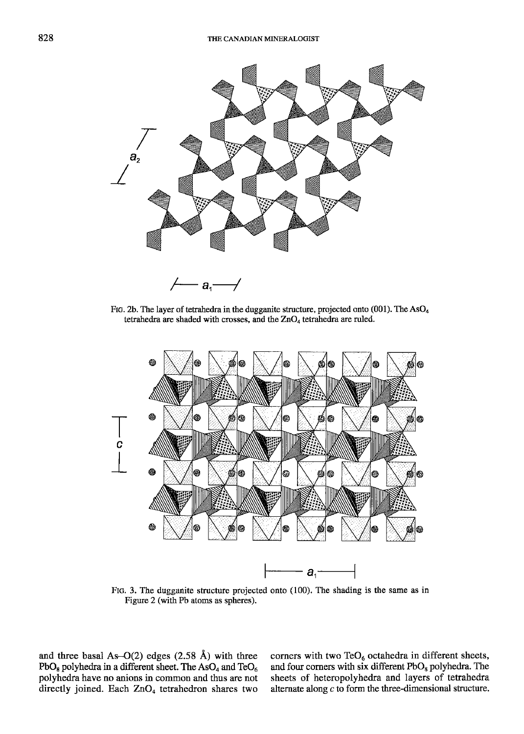FIG. 2b. The layer of tetrahedra in the dugganite structure, projected onto (001). The $AsO_4$ tetrahedra are shaded with crosses, and the $ZnO_4$ tetrahedra are ruled.

FIG. 3. The dugganite structure projected onto (100). The shading is the same as in Figure 2 (with Pb atoms as spheres).

and three basal As–O(2) edges (2.58 Å) with three $PbO_8$ polyhedra in a different sheet. The $AsO_4$ and $TeO_6$ polyhedra have no anions in common and thus are not directly joined. Each $ZnO_4$ tetrahedron shares two corners with two $TeO_6$ octahedra in different sheets, and four corners with six different $PbO_8$ polyhedra. The sheets of heteropolyhedra and layers of tetrahedra alternate along *c* to form the three-dimensional structure.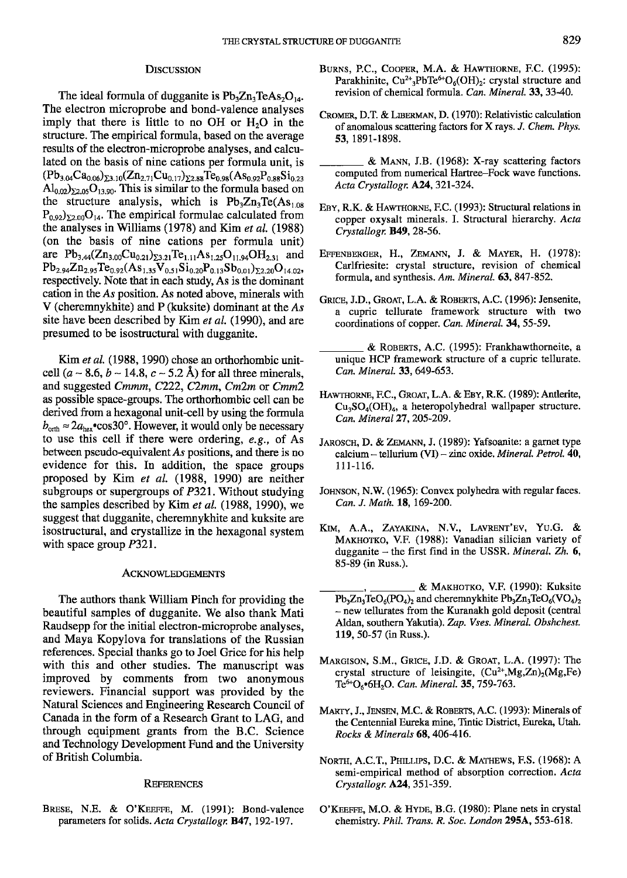## Discussion

The ideal formula of dugganite is $Pb_3Zn_3TeAs_2O_{14}$. The electron microprobe and bond-valence analyses imply that there is little to no OH or $H_2O$ in the structure. The empirical formula, based on the average results of the electron-microprobe analyses, and calculated on the basis of nine cations per formula unit, is $(Pb_{3.04}Ca_{0.06})_{\Sigma 3.10}(Zn_{2.71}Cu_{0.17})_{\Sigma 2.88}Te_{0.98}(As_{0.92}P_{0.88}Si_{0.23}Al_{0.02})_{\Sigma 2.05}O_{13.90}$. This is similar to the formula based on the structure analysis, which is $Pb_3Zn_3Te(As_{1.08}P_{0.92})_{\Sigma 2.00}O_{14}$. The empirical formulae calculated from the analyses in Williams (1978) and Kim *et al.* (1988) (on the basis of nine cations per formula unit) are $Pb_{3.44}(Zn_{3.00}Cu_{0.21})_{\Sigma 3.21}Te_{1.11}As_{1.25}O_{11.94}OH_{2.31}$ and $Pb_{2.94}Zn_{2.95}Te_{0.92}(As_{1.35}V_{0.51}Si_{0.20}P_{0.13}Sb_{0.01})_{\Sigma 2.20}O_{14.02}$, respectively. Note that in each study, As is the dominant cation in the *As* position. As noted above, minerals with V (cheremnykhite) and P (kuksite) dominant at the *As* site have been described by Kim *et al.* (1990), and are presumed to be isostructural with dugganite.

Kim *et al.* (1988, 1990) chose an orthorhombic unit-cell ($a \sim 8.6$, $b \sim 14.8$, $c \sim 5.2$ Å) for all three minerals, and suggested *Cmmm*, *C*222, *C*2*mm*, *Cm*2*m* or *Cmm*2 as possible space-groups. The orthorhombic cell can be derived from a hexagonal unit-cell by using the formula $b_{orth} \approx 2a_{hex} \bullet \cos 30°$. However, it would only be necessary to use this cell if there were ordering, *e.g.*, of As between pseudo-equivalent *As* positions, and there is no evidence for this. In addition, the space groups proposed by Kim *et al.* (1988, 1990) are neither subgroups or supergroups of *P*321. Without studying the samples described by Kim *et al.* (1988, 1990), we suggest that dugganite, cheremnykhite and kuksite are isostructural, and crystallize in the hexagonal system with space group *P*321.

## Acknowledgements

The authors thank William Pinch for providing the beautiful samples of dugganite. We also thank Mati Raudsepp for the initial electron-microprobe analyses, and Maya Kopylova for translations of the Russian references. Special thanks go to Joel Grice for his help with this and other studies. The manuscript was improved by comments from two anonymous reviewers. Financial support was provided by the Natural Sciences and Engineering Research Council of Canada in the form of a Research Grant to LAG, and through equipment grants from the B.C. Science and Technology Development Fund and the University of British Columbia.

## References

Brese, N.E. & O'Keeffe, M. (1991): Bond-valence parameters for solids. *Acta Crystallogr.* **B47**, 192-197.

Burns, P.C., Cooper, M.A. & Hawthorne, F.C. (1995): Parakhinite, $Cu^{2+}{}_3PbTe^{6+}O_6(OH)_2$: crystal structure and revision of chemical formula. *Can. Mineral.* **33**, 33-40.

Cromer, D.T. & Liberman, D. (1970): Relativistic calculation of anomalous scattering factors for X rays. *J. Chem. Phys.* **53**, 1891-1898.

________ & Mann, J.B. (1968): X-ray scattering factors computed from numerical Hartree–Fock wave functions. *Acta Crystallogr.* **A24**, 321-324.

Eby, R.K. & Hawthorne, F.C. (1993): Structural relations in copper oxysalt minerals. I. Structural hierarchy. *Acta Crystallogr.* **B49**, 28-56.

Effenberger, H., Zemann, J. & Mayer, H. (1978): Carlfriesite: crystal structure, revision of chemical formula, and synthesis. *Am. Mineral.* **63**, 847-852.

Grice, J.D., Groat, L.A. & Roberts, A.C. (1996): Jensenite, a cupric tellurate framework structure with two coordinations of copper. *Can. Mineral.* **34**, 55-59.

________ & Roberts, A.C. (1995): Frankhawthorneite, a unique HCP framework structure of a cupric tellurate. *Can. Mineral.* **33**, 649-653.

Hawthorne, F.C., Groat, L.A. & Eby, R.K. (1989): Antlerite, $Cu_3SO_4(OH)_4$, a heteropolyhedral wallpaper structure. *Can. Mineral* **27**, 205-209.

Jarosch, D. & Zemann, J. (1989): Yafsoanite: a garnet type calcium – tellurium (VI) – zinc oxide. *Mineral. Petrol.* **40**, 111-116.

Johnson, N.W. (1965): Convex polyhedra with regular faces. *Can. J. Math.* **18**, 169-200.

Kim, A.A., Zayakina, N.V., Lavrent'ev, Yu.G. & Makhotko, V.F. (1988): Vanadian silician variety of dugganite – the first find in the USSR. *Mineral. Zh.* **6**, 85-89 (in Russ.).

________, ________ & Makhotko, V.F. (1990): Kuksite $Pb_3Zn_3TeO_6(PO_4)_2$ and cheremnykhite $Pb_3Zn_3TeO_6(VO_4)_2$ – new tellurates from the Kuranakh gold deposit (central Aldan, southern Yakutia). *Zap. Vses. Mineral. Obshchest.* **119**, 50-57 (in Russ.).

Margison, S.M., Grice, J.D. & Groat, L.A. (1997): The crystal structure of leisingite, $(Cu^{2+},Mg,Zn)_2(Mg,Fe)Te^{6+}O_6 \bullet 6H_2O$. *Can. Mineral.* **35**, 759-763.

Marty, J., Jensen, M.C. & Roberts, A.C. (1993): Minerals of the Centennial Eureka mine, Tintic District, Eureka, Utah. *Rocks & Minerals* **68**, 406-416.

North, A.C.T., Phillips, D.C. & Mathews, F.S. (1968): A semi-empirical method of absorption correction. *Acta Crystallogr.* **A24**, 351-359.

O'Keeffe, M.O. & Hyde, B.G. (1980): Plane nets in crystal chemistry. *Phil. Trans. R. Soc. London* **295A**, 553-618.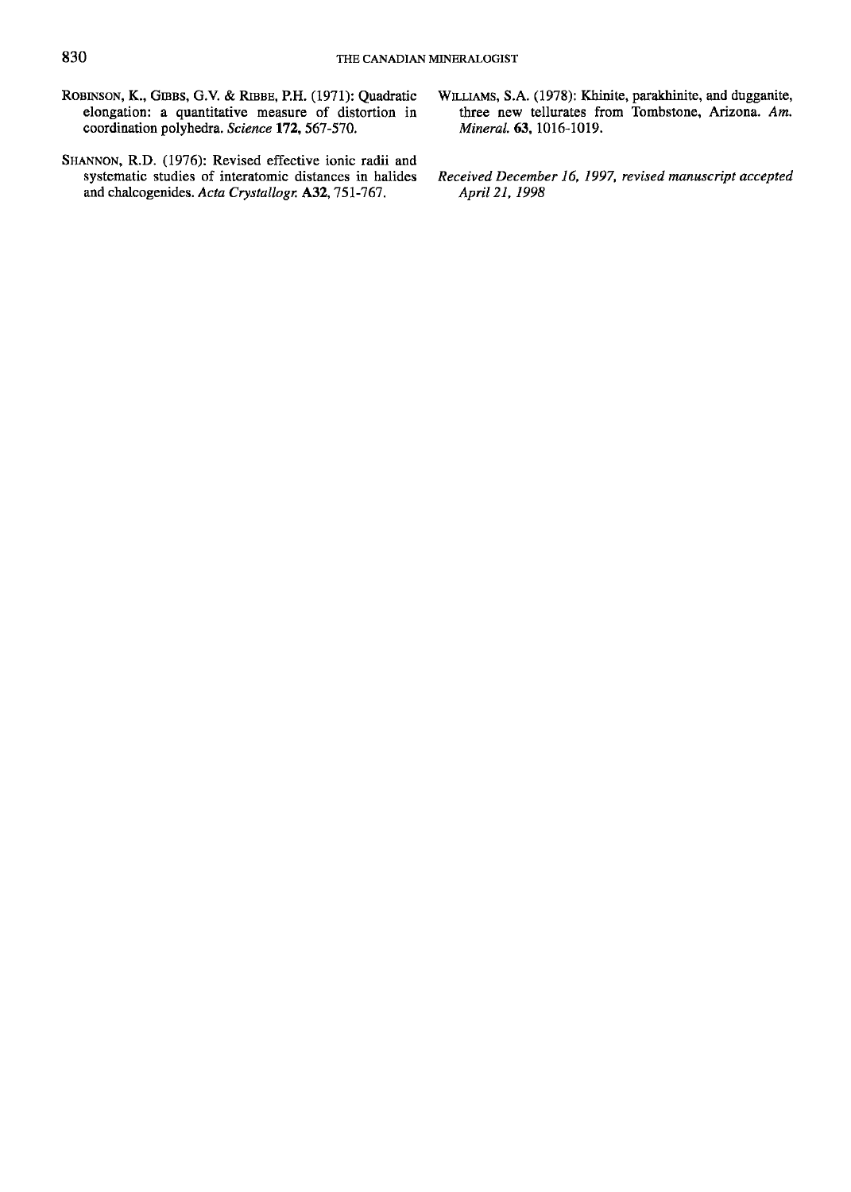ROBINSON, K., GIBBS, G.V. & RIBBE, P.H. (1971): Quadratic elongation: a quantitative measure of distortion in coordination polyhedra. *Science* **172**, 567-570.

SHANNON, R.D. (1976): Revised effective ionic radii and systematic studies of interatomic distances in halides and chalcogenides. *Acta Crystallogr.* **A32**, 751-767.

WILLIAMS, S.A. (1978): Khinite, parakhinite, and dugganite, three new tellurates from Tombstone, Arizona. *Am. Mineral.* **63**, 1016-1019.

*Received December 16, 1997, revised manuscript accepted April 21, 1998*